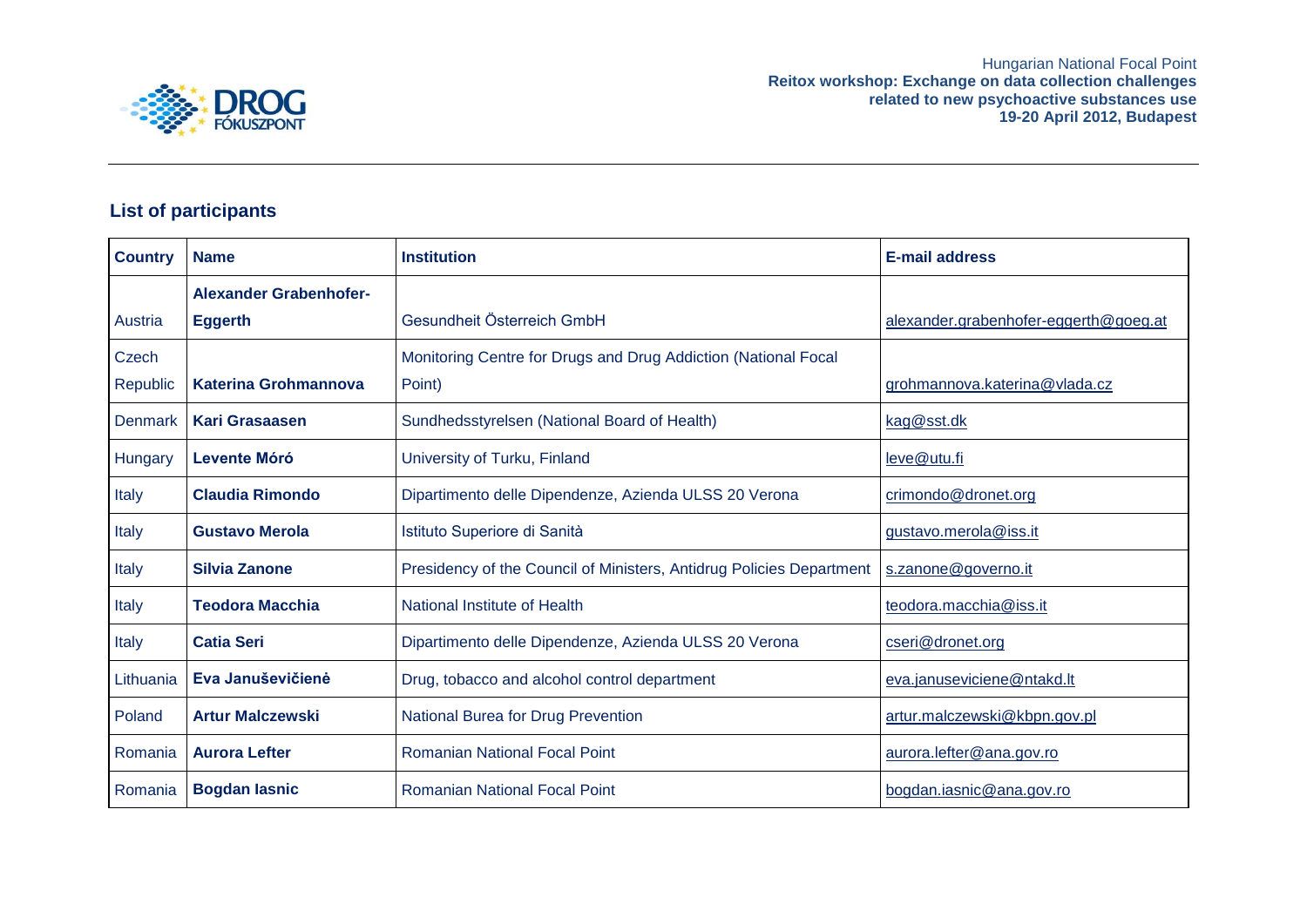Hungarian National Focal Point
**Reitox workshop: Exchange on data collection challenges related to new psychoactive substances use**
**19-20 April 2012, Budapest**

## List of participants

| Country | Name | Institution | E-mail address |
|---|---|---|---|
| Austria | **Alexander Grabenhofer-Eggerth** | Gesundheit Österreich GmbH | alexander.grabenhofer-eggerth@goeg.at |
| Czech Republic | **Katerina Grohmannova** | Monitoring Centre for Drugs and Drug Addiction (National Focal Point) | grohmannova.katerina@vlada.cz |
| Denmark | **Kari Grasaasen** | Sundhedsstyrelsen (National Board of Health) | kag@sst.dk |
| Hungary | **Levente Móró** | University of Turku, Finland | leve@utu.fi |
| Italy | **Claudia Rimondo** | Dipartimento delle Dipendenze, Azienda ULSS 20 Verona | crimondo@dronet.org |
| Italy | **Gustavo Merola** | Istituto Superiore di Sanità | gustavo.merola@iss.it |
| Italy | **Silvia Zanone** | Presidency of the Council of Ministers, Antidrug Policies Department | s.zanone@governo.it |
| Italy | **Teodora Macchia** | National Institute of Health | teodora.macchia@iss.it |
| Italy | **Catia Seri** | Dipartimento delle Dipendenze, Azienda ULSS 20 Verona | cseri@dronet.org |
| Lithuania | **Eva Januševičienė** | Drug, tobacco and alcohol control department | eva.januseviciene@ntakd.lt |
| Poland | **Artur Malczewski** | National Burea for Drug Prevention | artur.malczewski@kbpn.gov.pl |
| Romania | **Aurora Lefter** | Romanian National Focal Point | aurora.lefter@ana.gov.ro |
| Romania | **Bogdan Iasnic** | Romanian National Focal Point | bogdan.iasnic@ana.gov.ro |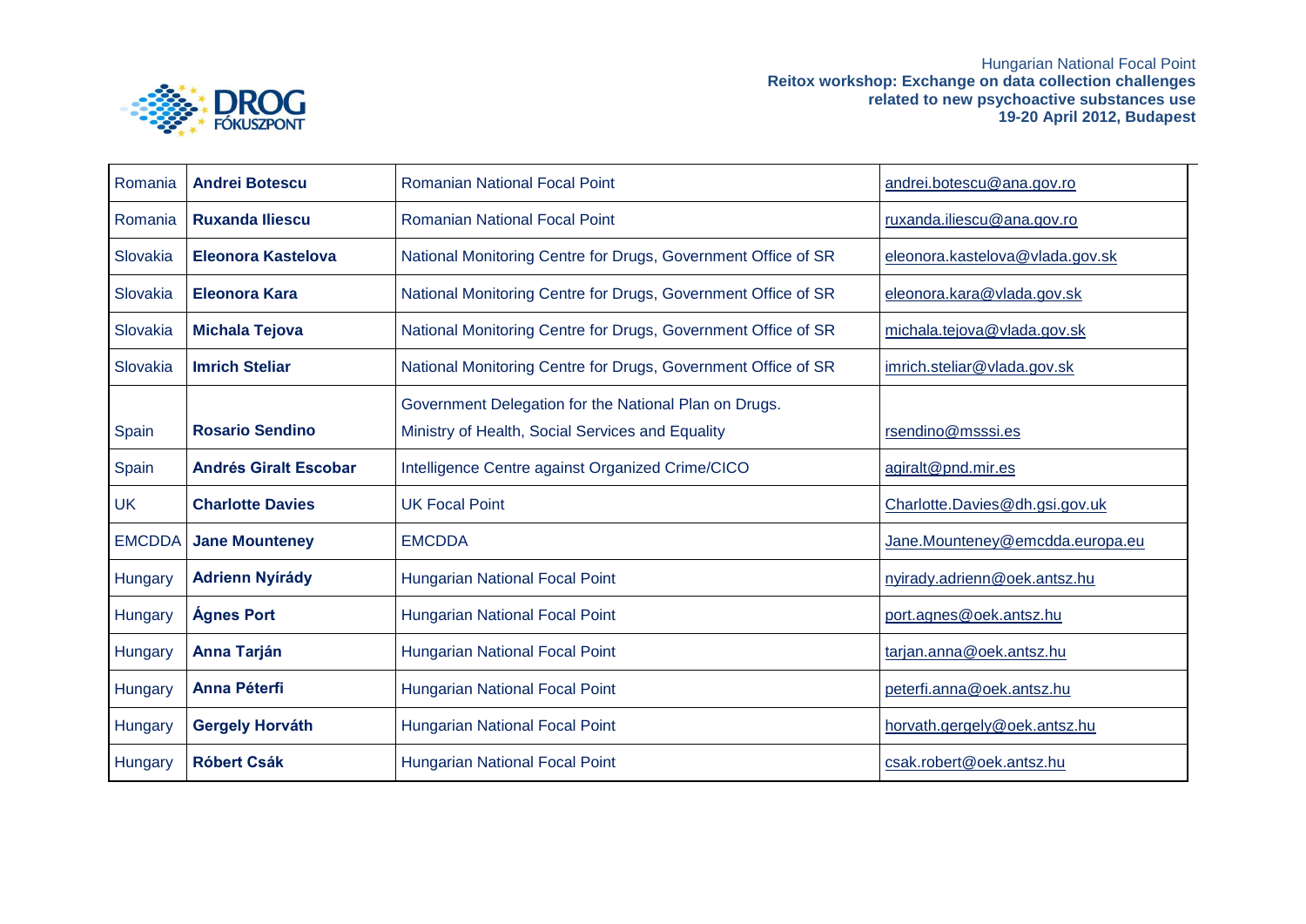| | | | |
|---|---|---|---|
| Romania | **Andrei Botescu** | Romanian National Focal Point | andrei.botescu@ana.gov.ro |
| Romania | **Ruxanda Iliescu** | Romanian National Focal Point | ruxanda.iliescu@ana.gov.ro |
| Slovakia | **Eleonora Kastelova** | National Monitoring Centre for Drugs, Government Office of SR | eleonora.kastelova@vlada.gov.sk |
| Slovakia | **Eleonora Kara** | National Monitoring Centre for Drugs, Government Office of SR | eleonora.kara@vlada.gov.sk |
| Slovakia | **Michala Tejova** | National Monitoring Centre for Drugs, Government Office of SR | michala.tejova@vlada.gov.sk |
| Slovakia | **Imrich Steliar** | National Monitoring Centre for Drugs, Government Office of SR | imrich.steliar@vlada.gov.sk |
| Spain | **Rosario Sendino** | Government Delegation for the National Plan on Drugs. Ministry of Health, Social Services and Equality | rsendino@msssi.es |
| Spain | **Andrés Giralt Escobar** | Intelligence Centre against Organized Crime/CICO | agiralt@pnd.mir.es |
| UK | **Charlotte Davies** | UK Focal Point | Charlotte.Davies@dh.gsi.gov.uk |
| EMCDDA | **Jane Mounteney** | EMCDDA | Jane.Mounteney@emcdda.europa.eu |
| Hungary | **Adrienn Nyírády** | Hungarian National Focal Point | nyirady.adrienn@oek.antsz.hu |
| Hungary | **Ágnes Port** | Hungarian National Focal Point | port.agnes@oek.antsz.hu |
| Hungary | **Anna Tarján** | Hungarian National Focal Point | tarjan.anna@oek.antsz.hu |
| Hungary | **Anna Péterfi** | Hungarian National Focal Point | peterfi.anna@oek.antsz.hu |
| Hungary | **Gergely Horváth** | Hungarian National Focal Point | horvath.gergely@oek.antsz.hu |
| Hungary | **Róbert Csák** | Hungarian National Focal Point | csak.robert@oek.antsz.hu |